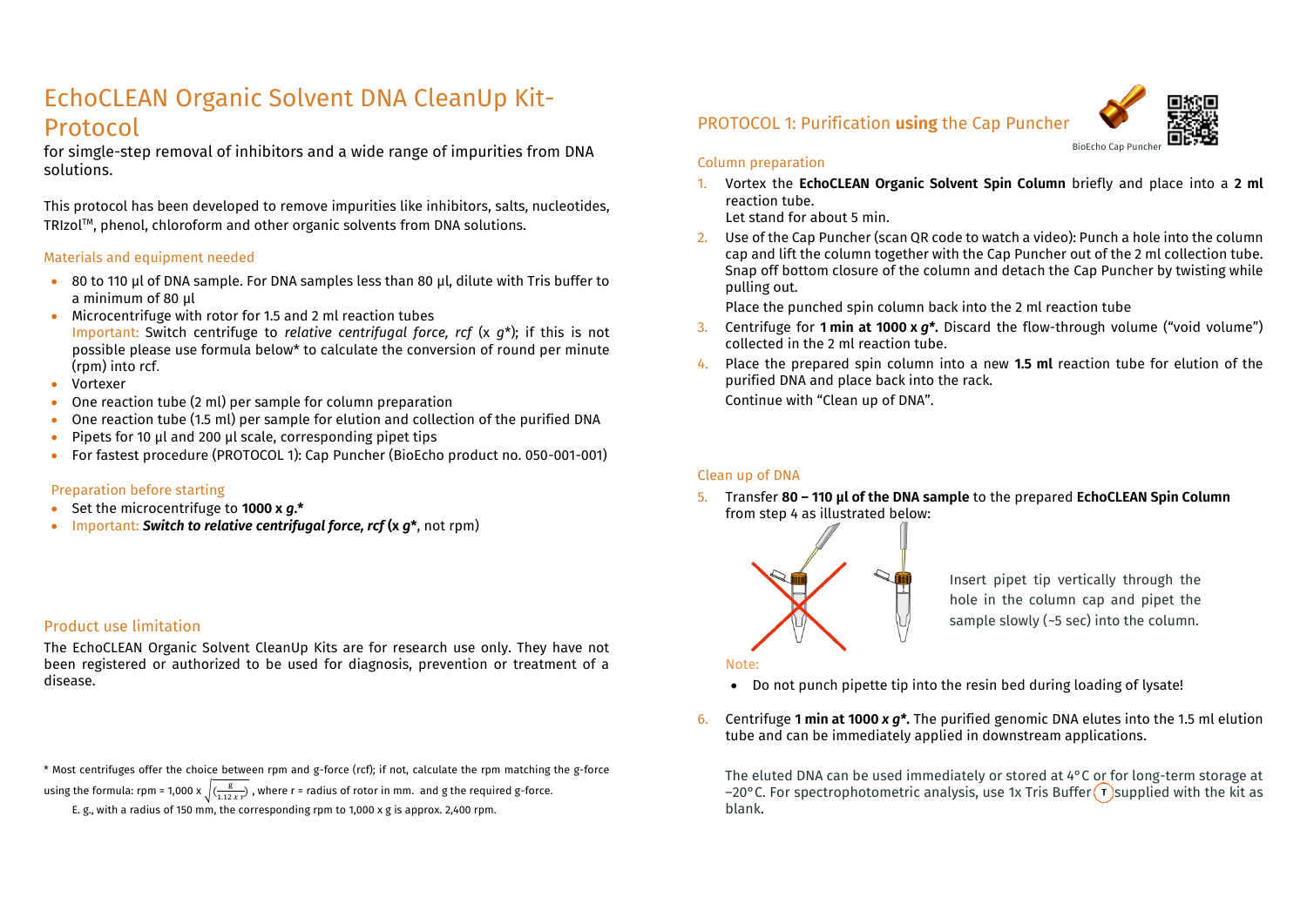# EchoCLEAN Organic Solvent DNA CleanUp Kit-Protocol

for simgle-step removal of inhibitors and a wide range of impurities from DNA solutions.

This protocol has been developed to remove impurities like inhibitors, salts, nucleotides, TRIzol™, phenol, chloroform and other organic solvents from DNA solutions.

### Materials and equipment needed

- 80 to 110 µl of DNA sample. For DNA samples less than 80 µl, dilute with Tris buffer to a minimum of 80 µl
- Microcentrifuge with rotor for 1.5 and 2 ml reaction tubes
  Important: Switch centrifuge to *relative centrifugal force, rcf* (x *g*\*); if this is not possible please use formula below\* to calculate the conversion of round per minute (rpm) into rcf.
- Vortexer
- One reaction tube (2 ml) per sample for column preparation
- One reaction tube (1.5 ml) per sample for elution and collection of the purified DNA
- Pipets for 10 µl and 200 µl scale, corresponding pipet tips
- For fastest procedure (PROTOCOL 1): Cap Puncher (BioEcho product no. 050-001-001)

### Preparation before starting

- Set the microcentrifuge to **1000 x *g*.\***
- Important: ***Switch to relative centrifugal force, rcf* (x *g*\***, not rpm)

### Product use limitation

The EchoCLEAN Organic Solvent CleanUp Kits are for research use only. They have not been registered or authorized to be used for diagnosis, prevention or treatment of a disease.

\* Most centrifuges offer the choice between rpm and g-force (rcf); if not, calculate the rpm matching the g-force using the formula: rpm = 1,000 x $\sqrt{\left(\frac{g}{1.12 \, x \, r}\right)}$ , where r = radius of rotor in mm. and g the required g-force.
E. g., with a radius of 150 mm, the corresponding rpm to 1,000 x g is approx. 2,400 rpm.

## PROTOCOL 1: Purification **using** the Cap Puncher

BioEcho Cap Puncher

### Column preparation

1. Vortex the **EchoCLEAN Organic Solvent Spin Column** briefly and place into a **2 ml** reaction tube.
   Let stand for about 5 min.
2. Use of the Cap Puncher (scan QR code to watch a video): Punch a hole into the column cap and lift the column together with the Cap Puncher out of the 2 ml collection tube. Snap off bottom closure of the column and detach the Cap Puncher by twisting while pulling out.
   Place the punched spin column back into the 2 ml reaction tube
3. Centrifuge for **1 min at 1000 x *g*\*.** Discard the flow-through volume ("void volume") collected in the 2 ml reaction tube.
4. Place the prepared spin column into a new **1.5 ml** reaction tube for elution of the purified DNA and place back into the rack.
   Continue with "Clean up of DNA".

### Clean up of DNA

5. Transfer **80 – 110 µl of the DNA sample** to the prepared **EchoCLEAN Spin Column** from step 4 as illustrated below:

   Insert pipet tip vertically through the hole in the column cap and pipet the sample slowly (~5 sec) into the column.

   Note:

   - Do not punch pipette tip into the resin bed during loading of lysate!

6. Centrifuge **1 min at 1000 x *g*\*.** The purified genomic DNA elutes into the 1.5 ml elution tube and can be immediately applied in downstream applications.

   The eluted DNA can be used immediately or stored at 4°C or for long-term storage at −20°C. For spectrophotometric analysis, use 1x Tris Buffer (T) supplied with the kit as blank.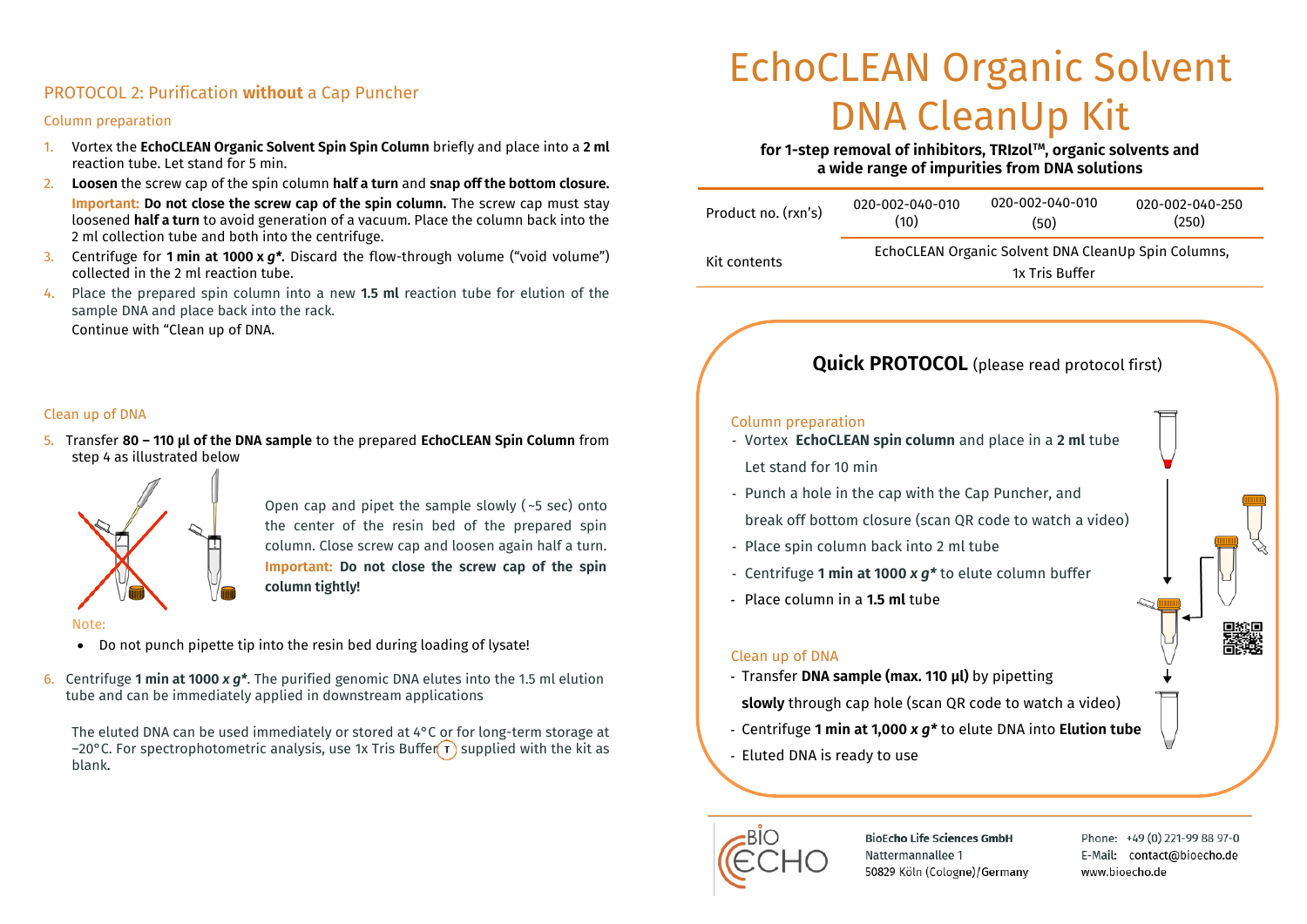## PROTOCOL 2: Purification **without** a Cap Puncher

### Column preparation

1. Vortex the **EchoCLEAN Organic Solvent Spin Spin Column** briefly and place into a **2 ml** reaction tube. Let stand for 5 min.
2. **Loosen** the screw cap of the spin column **half a turn** and **snap off the bottom closure.**
   **Important: Do not close the screw cap of the spin column.** The screw cap must stay loosened **half a turn** to avoid generation of a vacuum. Place the column back into the 2 ml collection tube and both into the centrifuge.
3. Centrifuge for **1 min at 1000 x *g*\*.** Discard the flow-through volume ("void volume") collected in the 2 ml reaction tube.
4. Place the prepared spin column into a new **1.5 ml** reaction tube for elution of the sample DNA and place back into the rack.
   Continue with "Clean up of DNA.

### Clean up of DNA

5. Transfer **80 – 110 µl of the DNA sample** to the prepared **EchoCLEAN Spin Column** from step 4 as illustrated below

   Open cap and pipet the sample slowly (~5 sec) onto the center of the resin bed of the prepared spin column. Close screw cap and loosen again half a turn. **Important: Do not close the screw cap of the spin column tightly!**

   Note:
   - Do not punch pipette tip into the resin bed during loading of lysate!

6. Centrifuge **1 min at 1000 *x g*\***. The purified genomic DNA elutes into the 1.5 ml elution tube and can be immediately applied in downstream applications

   The eluted DNA can be used immediately or stored at 4°C or for long-term storage at –20°C. For spectrophotometric analysis, use 1x Tris Buffer (T) supplied with the kit as blank.

# EchoCLEAN Organic Solvent DNA CleanUp Kit

**for 1-step removal of inhibitors, TRIzol™, organic solvents and a wide range of impurities from DNA solutions**

| | | | |
|---|---|---|---|
| Product no. (rxn's) | 020-002-040-010 (10) | 020-002-040-010 (50) | 020-002-040-250 (250) |
| Kit contents | EchoCLEAN Organic Solvent DNA CleanUp Spin Columns, 1x Tris Buffer | | |

## **Quick PROTOCOL** (please read protocol first)

### Column preparation

- Vortex **EchoCLEAN spin column** and place in a **2 ml** tube
  Let stand for 10 min
- Punch a hole in the cap with the Cap Puncher, and break off bottom closure (scan QR code to watch a video)
- Place spin column back into 2 ml tube
- Centrifuge **1 min at 1000 *x g*\*** to elute column buffer
- Place column in a **1.5 ml** tube

### Clean up of DNA

- Transfer **DNA sample (max. 110 µl)** by pipetting **slowly** through cap hole (scan QR code to watch a video)
- Centrifuge **1 min at 1,000 *x g*\*** to elute DNA into **Elution tube**
- Eluted DNA is ready to use

**BioEcho Life Sciences GmbH**
Nattermannallee 1
50829 Köln (Cologne)/Germany

Phone: +49 (0) 221-99 88 97-0
E-Mail: contact@bioecho.de
www.bioecho.de